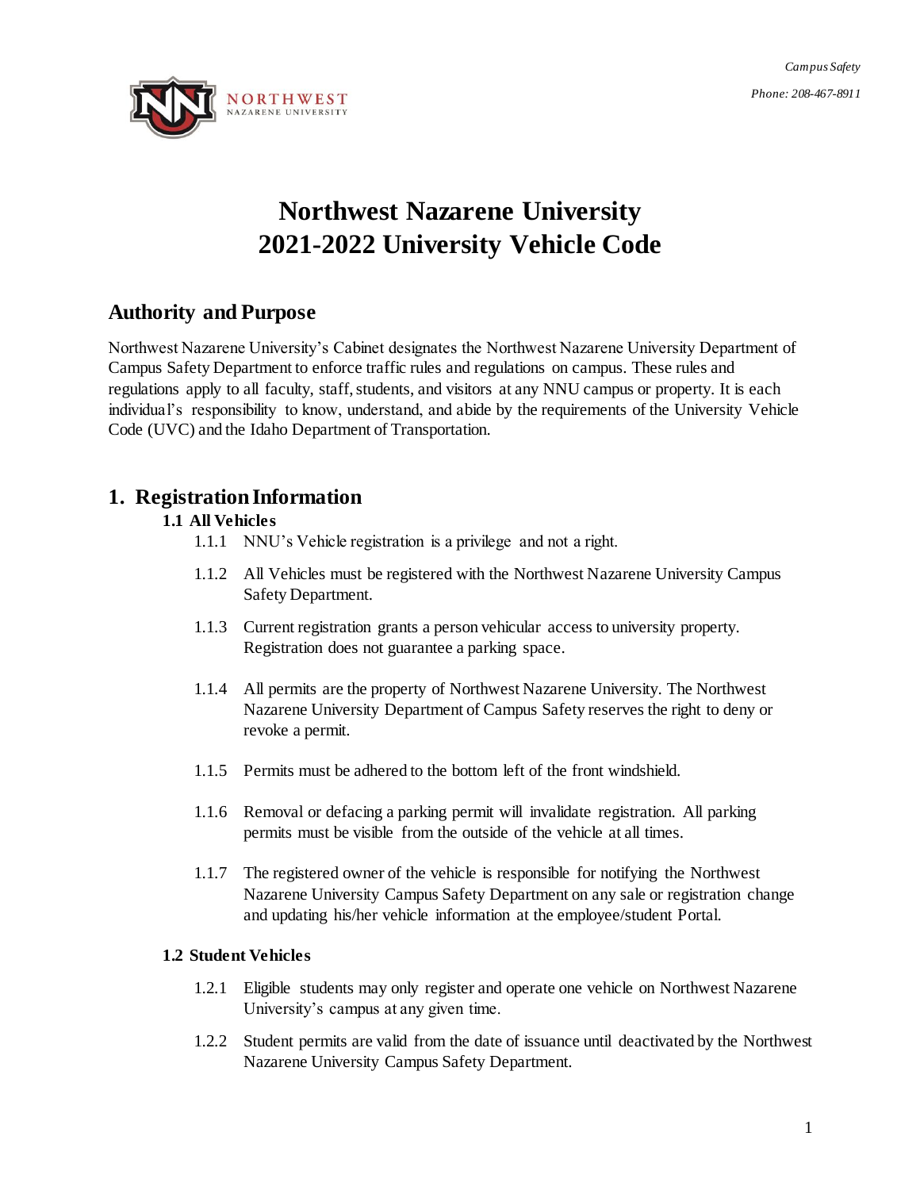*Campus Safety*

*Phone: 208-467-8911*

# Northwest Nazarene University 2021-2022 University Vehicle Code

## Authority and Purpose

Northwest Nazarene University's Cabinet designates the Northwest Nazarene University Department of Campus Safety Department to enforce traffic rules and regulations on campus. These rules and regulations apply to all faculty, staff, students, and visitors at any NNU campus or property. It is each individual's responsibility to know, understand, and abide by the requirements of the University Vehicle Code (UVC) and the Idaho Department of Transportation.

## 1. Registration Information

### 1.1 All Vehicles

1.1.1 NNU's Vehicle registration is a privilege and not a right.

1.1.2 All Vehicles must be registered with the Northwest Nazarene University Campus Safety Department.

1.1.3 Current registration grants a person vehicular access to university property. Registration does not guarantee a parking space.

1.1.4 All permits are the property of Northwest Nazarene University. The Northwest Nazarene University Department of Campus Safety reserves the right to deny or revoke a permit.

1.1.5 Permits must be adhered to the bottom left of the front windshield.

1.1.6 Removal or defacing a parking permit will invalidate registration. All parking permits must be visible from the outside of the vehicle at all times.

1.1.7 The registered owner of the vehicle is responsible for notifying the Northwest Nazarene University Campus Safety Department on any sale or registration change and updating his/her vehicle information at the employee/student Portal.

### 1.2 Student Vehicles

1.2.1 Eligible students may only register and operate one vehicle on Northwest Nazarene University's campus at any given time.

1.2.2 Student permits are valid from the date of issuance until deactivated by the Northwest Nazarene University Campus Safety Department.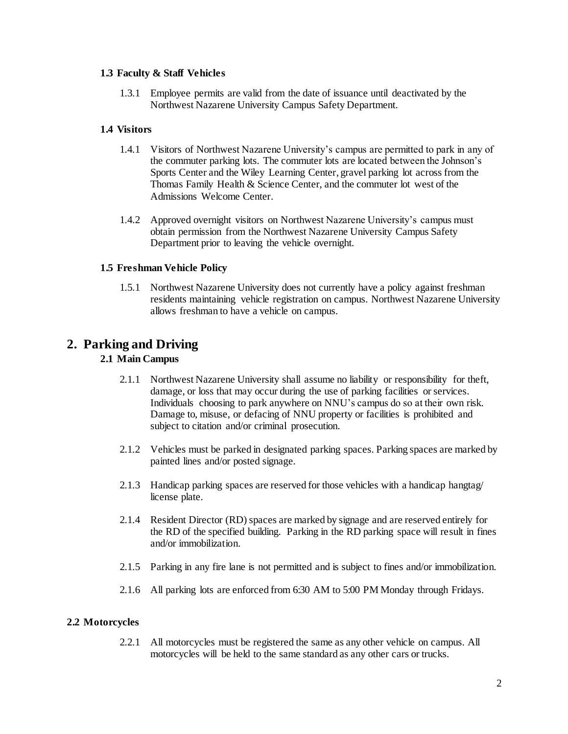### 1.3 Faculty & Staff Vehicles

1.3.1 Employee permits are valid from the date of issuance until deactivated by the Northwest Nazarene University Campus Safety Department.

### 1.4 Visitors

1.4.1 Visitors of Northwest Nazarene University's campus are permitted to park in any of the commuter parking lots. The commuter lots are located between the Johnson's Sports Center and the Wiley Learning Center, gravel parking lot across from the Thomas Family Health & Science Center, and the commuter lot west of the Admissions Welcome Center.

1.4.2 Approved overnight visitors on Northwest Nazarene University's campus must obtain permission from the Northwest Nazarene University Campus Safety Department prior to leaving the vehicle overnight.

### 1.5 Freshman Vehicle Policy

1.5.1 Northwest Nazarene University does not currently have a policy against freshman residents maintaining vehicle registration on campus. Northwest Nazarene University allows freshman to have a vehicle on campus.

## 2. Parking and Driving

### 2.1 Main Campus

2.1.1 Northwest Nazarene University shall assume no liability or responsibility for theft, damage, or loss that may occur during the use of parking facilities or services. Individuals choosing to park anywhere on NNU's campus do so at their own risk. Damage to, misuse, or defacing of NNU property or facilities is prohibited and subject to citation and/or criminal prosecution.

2.1.2 Vehicles must be parked in designated parking spaces. Parking spaces are marked by painted lines and/or posted signage.

2.1.3 Handicap parking spaces are reserved for those vehicles with a handicap hangtag/ license plate.

2.1.4 Resident Director (RD) spaces are marked by signage and are reserved entirely for the RD of the specified building. Parking in the RD parking space will result in fines and/or immobilization.

2.1.5 Parking in any fire lane is not permitted and is subject to fines and/or immobilization.

2.1.6 All parking lots are enforced from 6:30 AM to 5:00 PM Monday through Fridays.

### 2.2 Motorcycles

2.2.1 All motorcycles must be registered the same as any other vehicle on campus. All motorcycles will be held to the same standard as any other cars or trucks.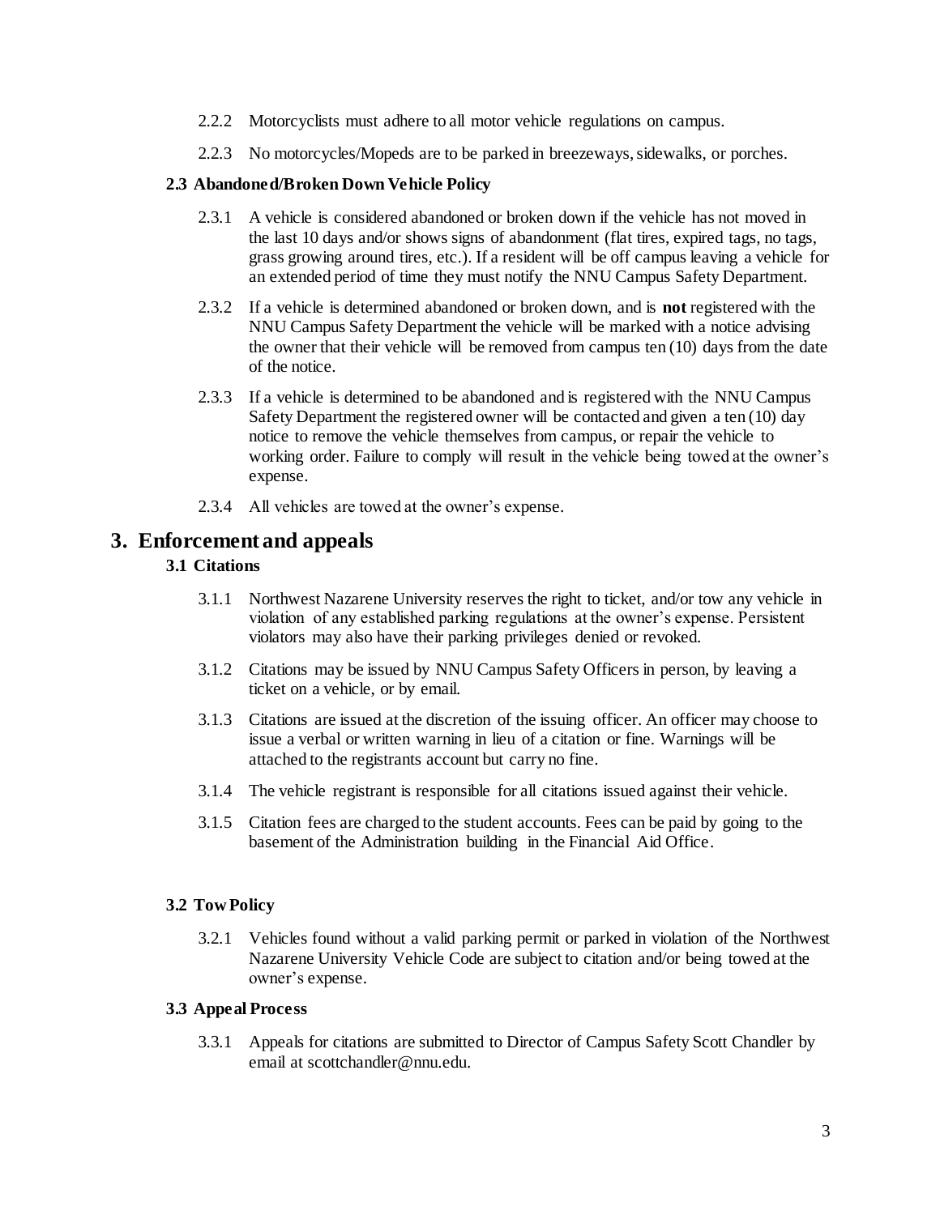2.2.2 Motorcyclists must adhere to all motor vehicle regulations on campus.

2.2.3 No motorcycles/Mopeds are to be parked in breezeways, sidewalks, or porches.

### 2.3 Abandoned/Broken Down Vehicle Policy

2.3.1 A vehicle is considered abandoned or broken down if the vehicle has not moved in the last 10 days and/or shows signs of abandonment (flat tires, expired tags, no tags, grass growing around tires, etc.). If a resident will be off campus leaving a vehicle for an extended period of time they must notify the NNU Campus Safety Department.

2.3.2 If a vehicle is determined abandoned or broken down, and is **not** registered with the NNU Campus Safety Department the vehicle will be marked with a notice advising the owner that their vehicle will be removed from campus ten (10) days from the date of the notice.

2.3.3 If a vehicle is determined to be abandoned and is registered with the NNU Campus Safety Department the registered owner will be contacted and given a ten (10) day notice to remove the vehicle themselves from campus, or repair the vehicle to working order. Failure to comply will result in the vehicle being towed at the owner's expense.

2.3.4 All vehicles are towed at the owner's expense.

## 3. Enforcement and appeals

### 3.1 Citations

3.1.1 Northwest Nazarene University reserves the right to ticket, and/or tow any vehicle in violation of any established parking regulations at the owner's expense. Persistent violators may also have their parking privileges denied or revoked.

3.1.2 Citations may be issued by NNU Campus Safety Officers in person, by leaving a ticket on a vehicle, or by email.

3.1.3 Citations are issued at the discretion of the issuing officer. An officer may choose to issue a verbal or written warning in lieu of a citation or fine. Warnings will be attached to the registrants account but carry no fine.

3.1.4 The vehicle registrant is responsible for all citations issued against their vehicle.

3.1.5 Citation fees are charged to the student accounts. Fees can be paid by going to the basement of the Administration building in the Financial Aid Office.

### 3.2 Tow Policy

3.2.1 Vehicles found without a valid parking permit or parked in violation of the Northwest Nazarene University Vehicle Code are subject to citation and/or being towed at the owner's expense.

### 3.3 Appeal Process

3.3.1 Appeals for citations are submitted to Director of Campus Safety Scott Chandler by email at scottchandler@nnu.edu.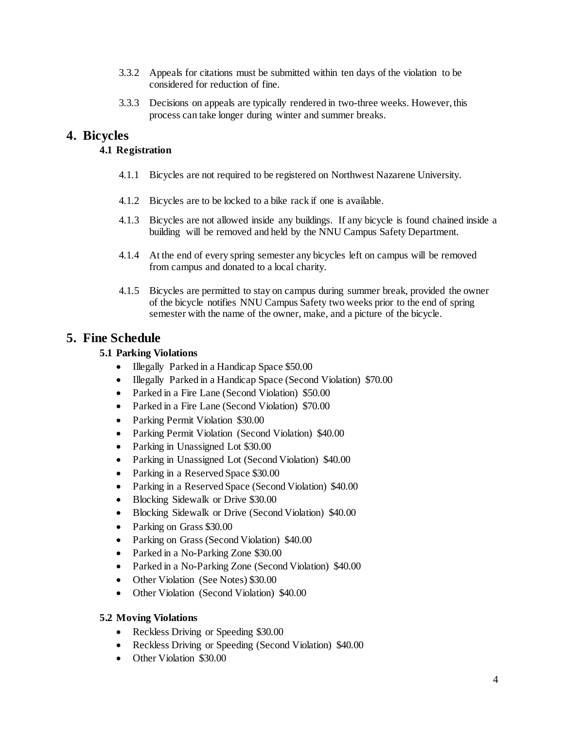3.3.2 Appeals for citations must be submitted within ten days of the violation to be considered for reduction of fine.

3.3.3 Decisions on appeals are typically rendered in two-three weeks. However, this process can take longer during winter and summer breaks.

# 4. Bicycles

## 4.1 Registration

4.1.1 Bicycles are not required to be registered on Northwest Nazarene University.

4.1.2 Bicycles are to be locked to a bike rack if one is available.

4.1.3 Bicycles are not allowed inside any buildings. If any bicycle is found chained inside a building will be removed and held by the NNU Campus Safety Department.

4.1.4 At the end of every spring semester any bicycles left on campus will be removed from campus and donated to a local charity.

4.1.5 Bicycles are permitted to stay on campus during summer break, provided the owner of the bicycle notifies NNU Campus Safety two weeks prior to the end of spring semester with the name of the owner, make, and a picture of the bicycle.

# 5. Fine Schedule

## 5.1 Parking Violations

- Illegally Parked in a Handicap Space $50.00
- Illegally Parked in a Handicap Space (Second Violation) $70.00
- Parked in a Fire Lane (Second Violation) $50.00
- Parked in a Fire Lane (Second Violation) $70.00
- Parking Permit Violation $30.00
- Parking Permit Violation (Second Violation) $40.00
- Parking in Unassigned Lot $30.00
- Parking in Unassigned Lot (Second Violation) $40.00
- Parking in a Reserved Space $30.00
- Parking in a Reserved Space (Second Violation) $40.00
- Blocking Sidewalk or Drive $30.00
- Blocking Sidewalk or Drive (Second Violation) $40.00
- Parking on Grass $30.00
- Parking on Grass (Second Violation) $40.00
- Parked in a No-Parking Zone $30.00
- Parked in a No-Parking Zone (Second Violation) $40.00
- Other Violation (See Notes) $30.00
- Other Violation (Second Violation) $40.00

## 5.2 Moving Violations

- Reckless Driving or Speeding $30.00
- Reckless Driving or Speeding (Second Violation) $40.00
- Other Violation $30.00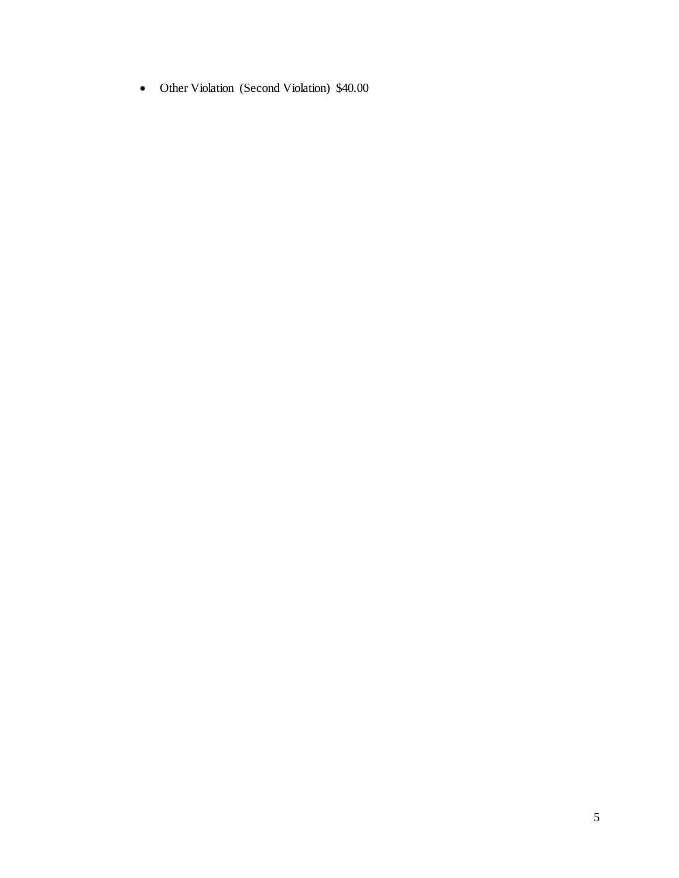- Other Violation (Second Violation) $40.00